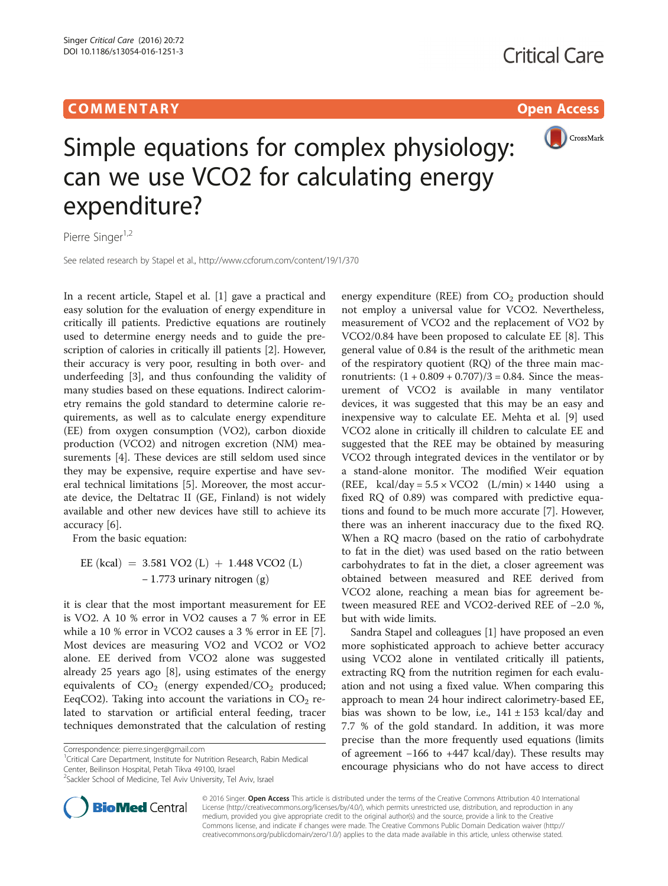**COMMENTARY** **Open Access**

# Simple equations for complex physiology: can we use VCO2 for calculating energy expenditure?

Pierre Singer[1,2]

See related research by Stapel et al., http://www.ccforum.com/content/19/1/370

In a recent article, Stapel et al. [1] gave a practical and easy solution for the evaluation of energy expenditure in critically ill patients. Predictive equations are routinely used to determine energy needs and to guide the prescription of calories in critically ill patients [2]. However, their accuracy is very poor, resulting in both over- and underfeeding [3], and thus confounding the validity of many studies based on these equations. Indirect calorimetry remains the gold standard to determine calorie requirements, as well as to calculate energy expenditure (EE) from oxygen consumption (VO2), carbon dioxide production (VCO2) and nitrogen excretion (NM) measurements [4]. These devices are still seldom used since they may be expensive, require expertise and have several technical limitations [5]. Moreover, the most accurate device, the Deltatrac II (GE, Finland) is not widely available and other new devices have still to achieve its accuracy [6].

From the basic equation:

$$\text{EE (kcal)} = 3.581 \text{ VO2 (L)} + 1.448 \text{ VCO2 (L)} - 1.773 \text{ urinary nitrogen (g)}$$

it is clear that the most important measurement for EE is VO2. A 10 % error in VO2 causes a 7 % error in EE while a 10 % error in VCO2 causes a 3 % error in EE [7]. Most devices are measuring VO2 and VCO2 or VO2 alone. EE derived from VCO2 alone was suggested already 25 years ago [8], using estimates of the energy equivalents of $CO_2$ (energy expended/$CO_2$ produced; EeqCO2). Taking into account the variations in $CO_2$ related to starvation or artificial enteral feeding, tracer techniques demonstrated that the calculation of resting energy expenditure (REE) from $CO_2$ production should not employ a universal value for VCO2. Nevertheless, measurement of VCO2 and the replacement of VO2 by VCO2/0.84 have been proposed to calculate EE [8]. This general value of 0.84 is the result of the arithmetic mean of the respiratory quotient (RQ) of the three main macronutrients: $(1 + 0.809 + 0.707)/3 = 0.84$. Since the measurement of VCO2 is available in many ventilator devices, it was suggested that this may be an easy and inexpensive way to calculate EE. Mehta et al. [9] used VCO2 alone in critically ill children to calculate EE and suggested that the REE may be obtained by measuring VCO2 through integrated devices in the ventilator or by a stand-alone monitor. The modified Weir equation (REE, $\text{kcal/day} = 5.5 \times \text{VCO2 (L/min)} \times 1440$ using a fixed RQ of 0.89) was compared with predictive equations and found to be much more accurate [7]. However, there was an inherent inaccuracy due to the fixed RQ. When a RQ macro (based on the ratio of carbohydrate to fat in the diet) was used based on the ratio between carbohydrates to fat in the diet, a closer agreement was obtained between measured and REE derived from VCO2 alone, reaching a mean bias for agreement between measured REE and VCO2-derived REE of −2.0 %, but with wide limits.

Sandra Stapel and colleagues [1] have proposed an even more sophisticated approach to achieve better accuracy using VCO2 alone in ventilated critically ill patients, extracting RQ from the nutrition regimen for each evaluation and not using a fixed value. When comparing this approach to mean 24 hour indirect calorimetry-based EE, bias was shown to be low, i.e., 141 ± 153 kcal/day and 7.7 % of the gold standard. In addition, it was more precise than the more frequently used equations (limits of agreement −166 to +447 kcal/day). These results may encourage physicians who do not have access to direct

Correspondence: pierre.singer@gmail.com
[1] Critical Care Department, Institute for Nutrition Research, Rabin Medical Center, Beilinson Hospital, Petah Tikva 49100, Israel
[2] Sackler School of Medicine, Tel Aviv University, Tel Aviv, Israel

© 2016 Singer. **Open Access** This article is distributed under the terms of the Creative Commons Attribution 4.0 International License (http://creativecommons.org/licenses/by/4.0/), which permits unrestricted use, distribution, and reproduction in any medium, provided you give appropriate credit to the original author(s) and the source, provide a link to the Creative Commons license, and indicate if changes were made. The Creative Commons Public Domain Dedication waiver (http://creativecommons.org/publicdomain/zero/1.0/) applies to the data made available in this article, unless otherwise stated.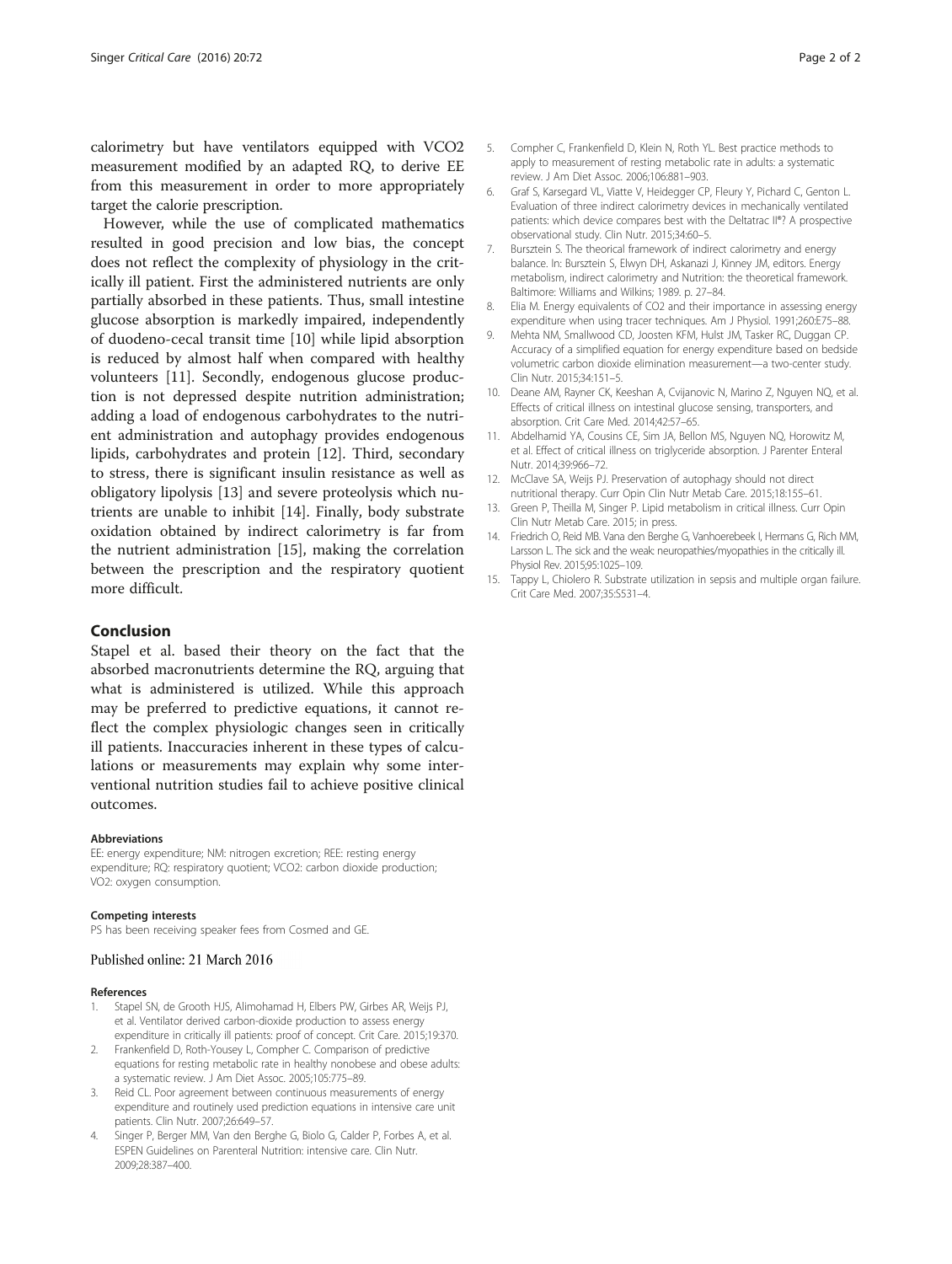calorimetry but have ventilators equipped with VCO2 measurement modified by an adapted RQ, to derive EE from this measurement in order to more appropriately target the calorie prescription.

However, while the use of complicated mathematics resulted in good precision and low bias, the concept does not reflect the complexity of physiology in the critically ill patient. First the administered nutrients are only partially absorbed in these patients. Thus, small intestine glucose absorption is markedly impaired, independently of duodeno-cecal transit time [10] while lipid absorption is reduced by almost half when compared with healthy volunteers [11]. Secondly, endogenous glucose production is not depressed despite nutrition administration; adding a load of endogenous carbohydrates to the nutrient administration and autophagy provides endogenous lipids, carbohydrates and protein [12]. Third, secondary to stress, there is significant insulin resistance as well as obligatory lipolysis [13] and severe proteolysis which nutrients are unable to inhibit [14]. Finally, body substrate oxidation obtained by indirect calorimetry is far from the nutrient administration [15], making the correlation between the prescription and the respiratory quotient more difficult.

## Conclusion

Stapel et al. based their theory on the fact that the absorbed macronutrients determine the RQ, arguing that what is administered is utilized. While this approach may be preferred to predictive equations, it cannot reflect the complex physiologic changes seen in critically ill patients. Inaccuracies inherent in these types of calculations or measurements may explain why some interventional nutrition studies fail to achieve positive clinical outcomes.

#### Abbreviations

EE: energy expenditure; NM: nitrogen excretion; REE: resting energy expenditure; RQ: respiratory quotient; VCO2: carbon dioxide production; VO2: oxygen consumption.

#### Competing interests

PS has been receiving speaker fees from Cosmed and GE.

Published online: 21 March 2016

#### References

1. Stapel SN, de Grooth HJS, Alimohamad H, Elbers PW, Girbes AR, Weijs PJ, et al. Ventilator derived carbon-dioxide production to assess energy expenditure in critically ill patients: proof of concept. Crit Care. 2015;19:370.
2. Frankenfield D, Roth-Yousey L, Compher C. Comparison of predictive equations for resting metabolic rate in healthy nonobese and obese adults: a systematic review. J Am Diet Assoc. 2005;105:775–89.
3. Reid CL. Poor agreement between continuous measurements of energy expenditure and routinely used prediction equations in intensive care unit patients. Clin Nutr. 2007;26:649–57.
4. Singer P, Berger MM, Van den Berghe G, Biolo G, Calder P, Forbes A, et al. ESPEN Guidelines on Parenteral Nutrition: intensive care. Clin Nutr. 2009;28:387–400.
5. Compher C, Frankenfield D, Klein N, Roth YL. Best practice methods to apply to measurement of resting metabolic rate in adults: a systematic review. J Am Diet Assoc. 2006;106:881–903.
6. Graf S, Karsegard VL, Viatte V, Heidegger CP, Fleury Y, Pichard C, Genton L. Evaluation of three indirect calorimetry devices in mechanically ventilated patients: which device compares best with the Deltatrac II®? A prospective observational study. Clin Nutr. 2015;34:60–5.
7. Bursztein S. The theorical framework of indirect calorimetry and energy balance. In: Bursztein S, Elwyn DH, Askanazi J, Kinney JM, editors. Energy metabolism, indirect calorimetry and Nutrition: the theoretical framework. Baltimore: Williams and Wilkins; 1989. p. 27–84.
8. Elia M. Energy equivalents of CO2 and their importance in assessing energy expenditure when using tracer techniques. Am J Physiol. 1991;260:E75–88.
9. Mehta NM, Smallwood CD, Joosten KFM, Hulst JM, Tasker RC, Duggan CP. Accuracy of a simplified equation for energy expenditure based on bedside volumetric carbon dioxide elimination measurement—a two-center study. Clin Nutr. 2015;34:151–5.
10. Deane AM, Rayner CK, Keeshan A, Cvijanovic N, Marino Z, Nguyen NQ, et al. Effects of critical illness on intestinal glucose sensing, transporters, and absorption. Crit Care Med. 2014;42:57–65.
11. Abdelhamid YA, Cousins CE, Sim JA, Bellon MS, Nguyen NQ, Horowitz M, et al. Effect of critical illness on triglyceride absorption. J Parenter Enteral Nutr. 2014;39:966–72.
12. McClave SA, Weijs PJ. Preservation of autophagy should not direct nutritional therapy. Curr Opin Clin Nutr Metab Care. 2015;18:155–61.
13. Green P, Theilla M, Singer P. Lipid metabolism in critical illness. Curr Opin Clin Nutr Metab Care. 2015; in press.
14. Friedrich O, Reid MB. Vana den Berghe G, Vanhoerebeek I, Hermans G, Rich MM, Larsson L. The sick and the weak: neuropathies/myopathies in the critically ill. Physiol Rev. 2015;95:1025–109.
15. Tappy L, Chiolero R. Substrate utilization in sepsis and multiple organ failure. Crit Care Med. 2007;35:S531–4.